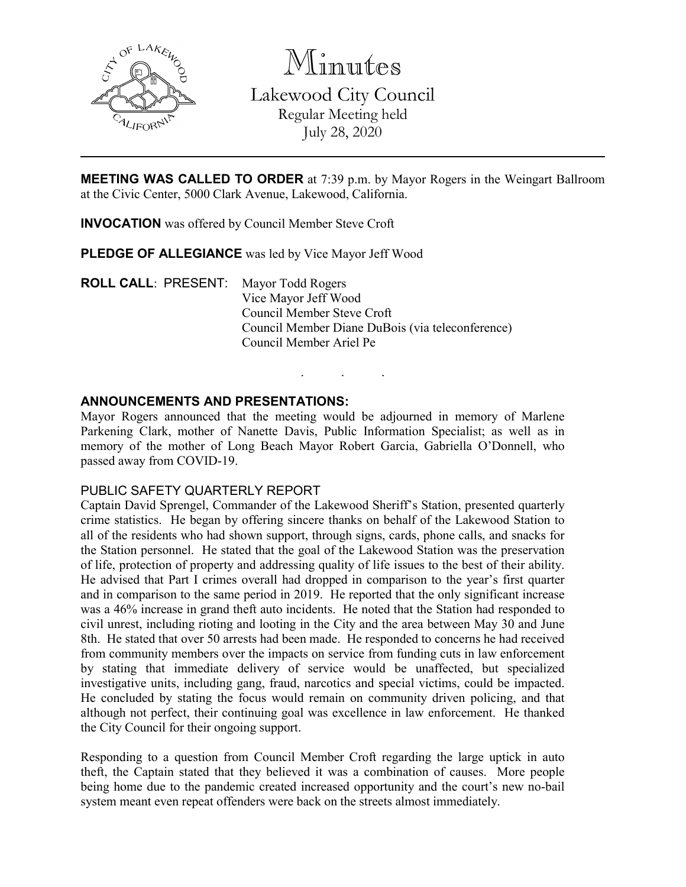# Minutes

## Lakewood City Council

Regular Meeting held
July 28, 2020

---

**MEETING WAS CALLED TO ORDER** at 7:39 p.m. by Mayor Rogers in the Weingart Ballroom at the Civic Center, 5000 Clark Avenue, Lakewood, California.

**INVOCATION** was offered by Council Member Steve Croft

**PLEDGE OF ALLEGIANCE** was led by Vice Mayor Jeff Wood

**ROLL CALL**: PRESENT: Mayor Todd Rogers
Vice Mayor Jeff Wood
Council Member Steve Croft
Council Member Diane DuBois (via teleconference)
Council Member Ariel Pe

. . .

**ANNOUNCEMENTS AND PRESENTATIONS:**

Mayor Rogers announced that the meeting would be adjourned in memory of Marlene Parkening Clark, mother of Nanette Davis, Public Information Specialist; as well as in memory of the mother of Long Beach Mayor Robert Garcia, Gabriella O'Donnell, who passed away from COVID-19.

PUBLIC SAFETY QUARTERLY REPORT

Captain David Sprengel, Commander of the Lakewood Sheriff's Station, presented quarterly crime statistics. He began by offering sincere thanks on behalf of the Lakewood Station to all of the residents who had shown support, through signs, cards, phone calls, and snacks for the Station personnel. He stated that the goal of the Lakewood Station was the preservation of life, protection of property and addressing quality of life issues to the best of their ability. He advised that Part I crimes overall had dropped in comparison to the year's first quarter and in comparison to the same period in 2019. He reported that the only significant increase was a 46% increase in grand theft auto incidents. He noted that the Station had responded to civil unrest, including rioting and looting in the City and the area between May 30 and June 8th. He stated that over 50 arrests had been made. He responded to concerns he had received from community members over the impacts on service from funding cuts in law enforcement by stating that immediate delivery of service would be unaffected, but specialized investigative units, including gang, fraud, narcotics and special victims, could be impacted. He concluded by stating the focus would remain on community driven policing, and that although not perfect, their continuing goal was excellence in law enforcement. He thanked the City Council for their ongoing support.

Responding to a question from Council Member Croft regarding the large uptick in auto theft, the Captain stated that they believed it was a combination of causes. More people being home due to the pandemic created increased opportunity and the court's new no-bail system meant even repeat offenders were back on the streets almost immediately.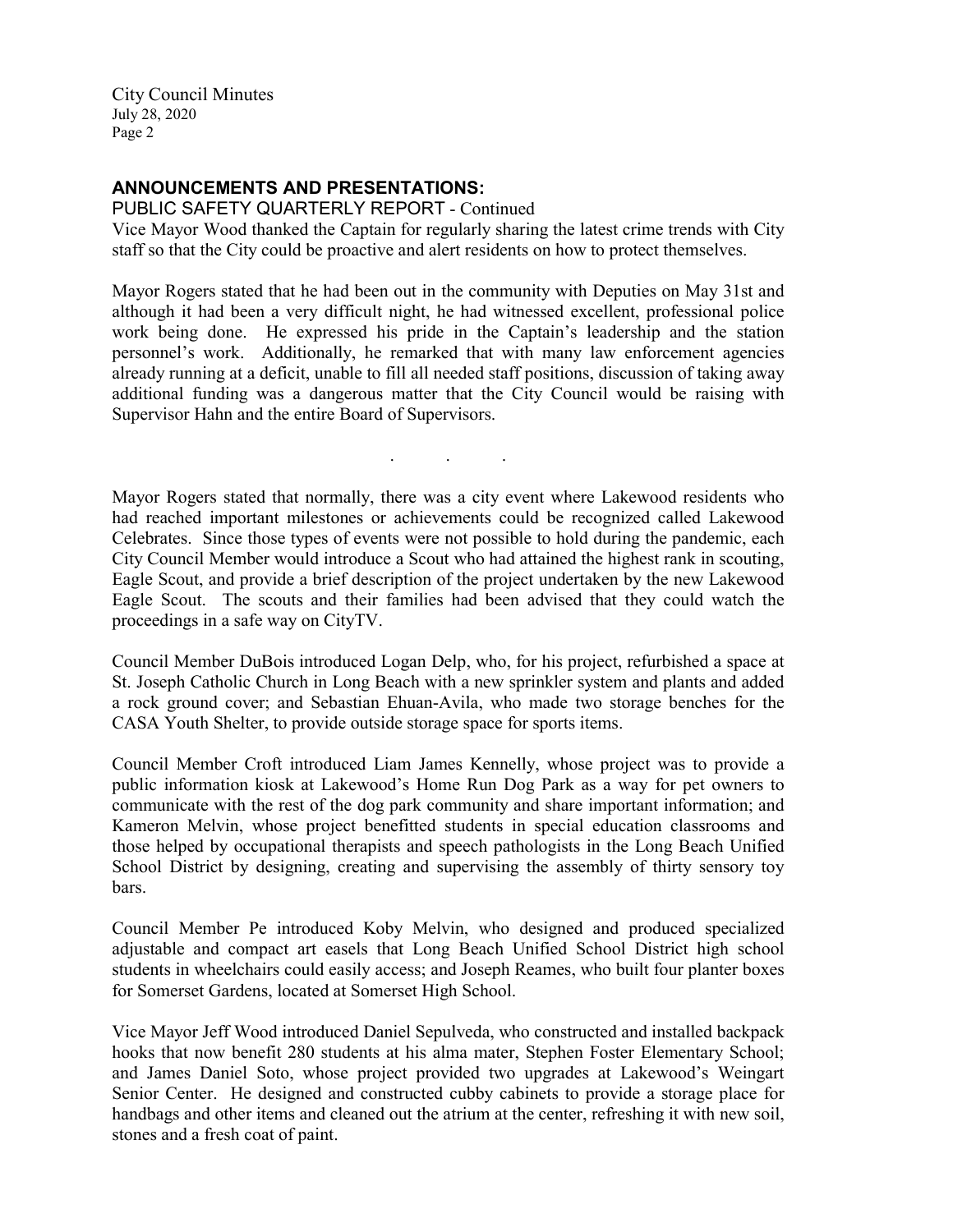## ANNOUNCEMENTS AND PRESENTATIONS:

PUBLIC SAFETY QUARTERLY REPORT - Continued

Vice Mayor Wood thanked the Captain for regularly sharing the latest crime trends with City staff so that the City could be proactive and alert residents on how to protect themselves.

Mayor Rogers stated that he had been out in the community with Deputies on May 31st and although it had been a very difficult night, he had witnessed excellent, professional police work being done. He expressed his pride in the Captain's leadership and the station personnel's work. Additionally, he remarked that with many law enforcement agencies already running at a deficit, unable to fill all needed staff positions, discussion of taking away additional funding was a dangerous matter that the City Council would be raising with Supervisor Hahn and the entire Board of Supervisors.

. . .

Mayor Rogers stated that normally, there was a city event where Lakewood residents who had reached important milestones or achievements could be recognized called Lakewood Celebrates. Since those types of events were not possible to hold during the pandemic, each City Council Member would introduce a Scout who had attained the highest rank in scouting, Eagle Scout, and provide a brief description of the project undertaken by the new Lakewood Eagle Scout. The scouts and their families had been advised that they could watch the proceedings in a safe way on CityTV.

Council Member DuBois introduced Logan Delp, who, for his project, refurbished a space at St. Joseph Catholic Church in Long Beach with a new sprinkler system and plants and added a rock ground cover; and Sebastian Ehuan-Avila, who made two storage benches for the CASA Youth Shelter, to provide outside storage space for sports items.

Council Member Croft introduced Liam James Kennelly, whose project was to provide a public information kiosk at Lakewood's Home Run Dog Park as a way for pet owners to communicate with the rest of the dog park community and share important information; and Kameron Melvin, whose project benefitted students in special education classrooms and those helped by occupational therapists and speech pathologists in the Long Beach Unified School District by designing, creating and supervising the assembly of thirty sensory toy bars.

Council Member Pe introduced Koby Melvin, who designed and produced specialized adjustable and compact art easels that Long Beach Unified School District high school students in wheelchairs could easily access; and Joseph Reames, who built four planter boxes for Somerset Gardens, located at Somerset High School.

Vice Mayor Jeff Wood introduced Daniel Sepulveda, who constructed and installed backpack hooks that now benefit 280 students at his alma mater, Stephen Foster Elementary School; and James Daniel Soto, whose project provided two upgrades at Lakewood's Weingart Senior Center. He designed and constructed cubby cabinets to provide a storage place for handbags and other items and cleaned out the atrium at the center, refreshing it with new soil, stones and a fresh coat of paint.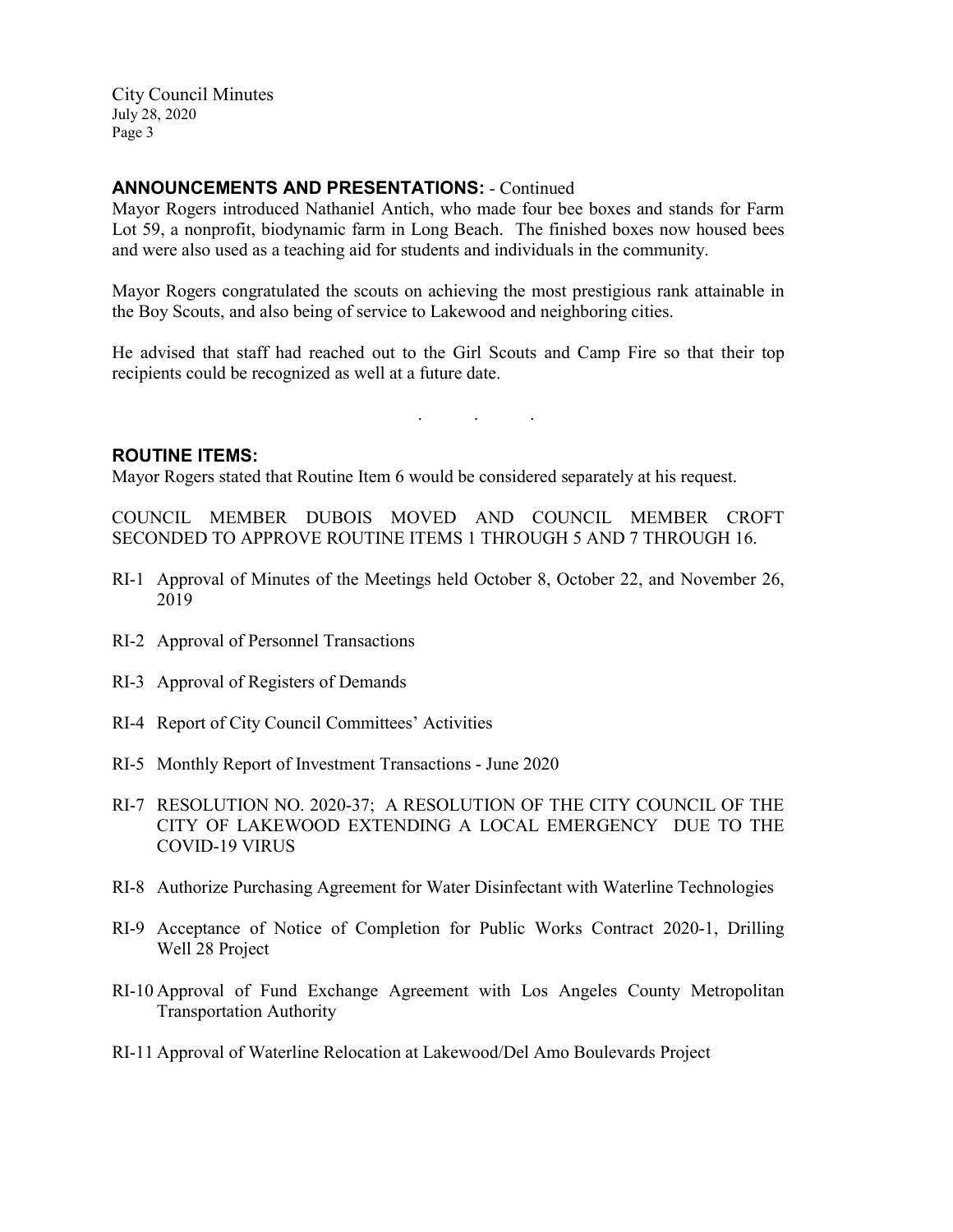## ANNOUNCEMENTS AND PRESENTATIONS: - Continued

Mayor Rogers introduced Nathaniel Antich, who made four bee boxes and stands for Farm Lot 59, a nonprofit, biodynamic farm in Long Beach. The finished boxes now housed bees and were also used as a teaching aid for students and individuals in the community.

Mayor Rogers congratulated the scouts on achieving the most prestigious rank attainable in the Boy Scouts, and also being of service to Lakewood and neighboring cities.

He advised that staff had reached out to the Girl Scouts and Camp Fire so that their top recipients could be recognized as well at a future date.

. . .

## ROUTINE ITEMS:

Mayor Rogers stated that Routine Item 6 would be considered separately at his request.

COUNCIL MEMBER DUBOIS MOVED AND COUNCIL MEMBER CROFT SECONDED TO APPROVE ROUTINE ITEMS 1 THROUGH 5 AND 7 THROUGH 16.

RI-1 Approval of Minutes of the Meetings held October 8, October 22, and November 26, 2019

RI-2 Approval of Personnel Transactions

RI-3 Approval of Registers of Demands

RI-4 Report of City Council Committees' Activities

RI-5 Monthly Report of Investment Transactions - June 2020

RI-7 RESOLUTION NO. 2020-37; A RESOLUTION OF THE CITY COUNCIL OF THE CITY OF LAKEWOOD EXTENDING A LOCAL EMERGENCY DUE TO THE COVID-19 VIRUS

RI-8 Authorize Purchasing Agreement for Water Disinfectant with Waterline Technologies

RI-9 Acceptance of Notice of Completion for Public Works Contract 2020-1, Drilling Well 28 Project

RI-10 Approval of Fund Exchange Agreement with Los Angeles County Metropolitan Transportation Authority

RI-11 Approval of Waterline Relocation at Lakewood/Del Amo Boulevards Project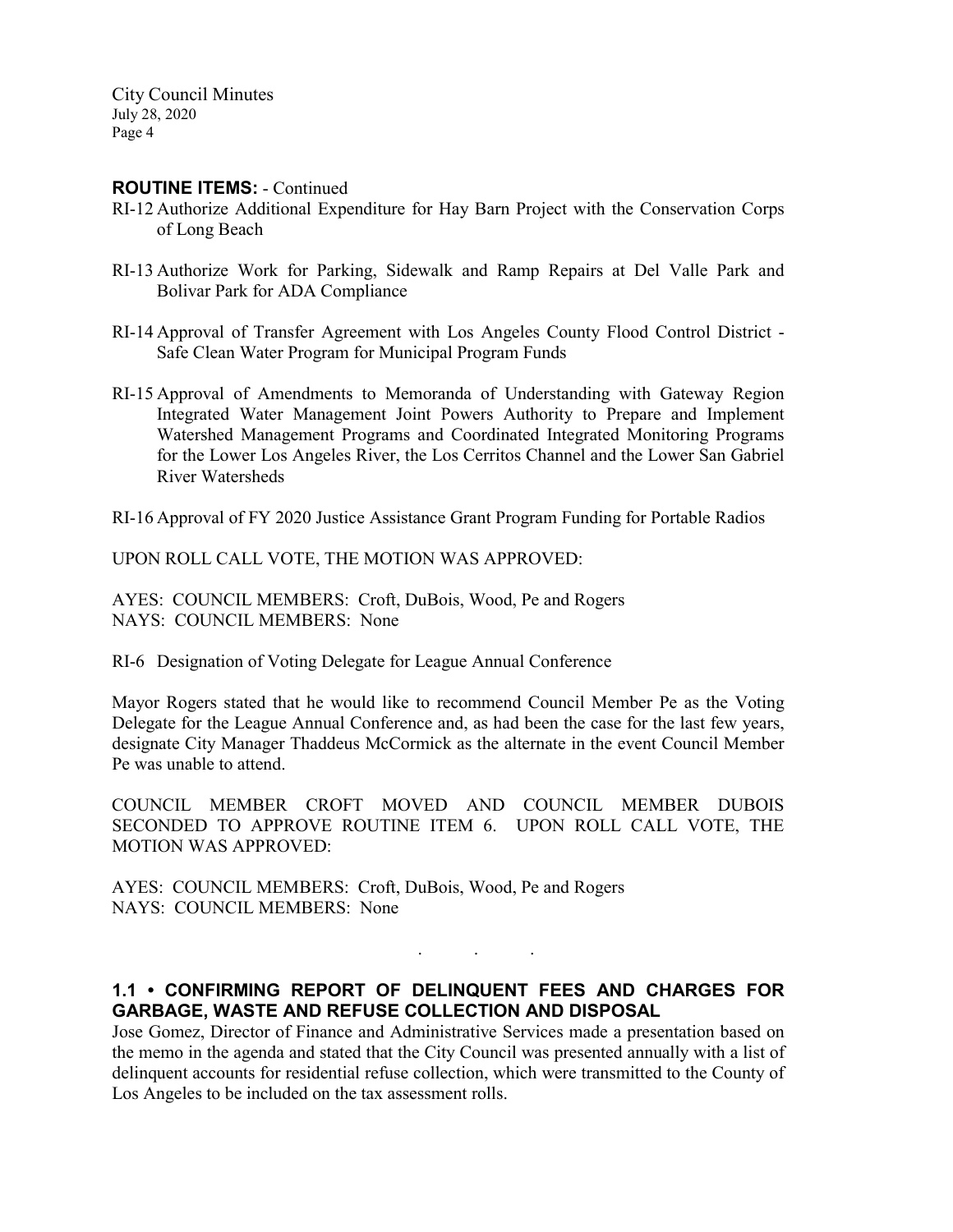**ROUTINE ITEMS:** - Continued

RI-12 Authorize Additional Expenditure for Hay Barn Project with the Conservation Corps of Long Beach

RI-13 Authorize Work for Parking, Sidewalk and Ramp Repairs at Del Valle Park and Bolivar Park for ADA Compliance

RI-14 Approval of Transfer Agreement with Los Angeles County Flood Control District - Safe Clean Water Program for Municipal Program Funds

RI-15 Approval of Amendments to Memoranda of Understanding with Gateway Region Integrated Water Management Joint Powers Authority to Prepare and Implement Watershed Management Programs and Coordinated Integrated Monitoring Programs for the Lower Los Angeles River, the Los Cerritos Channel and the Lower San Gabriel River Watersheds

RI-16 Approval of FY 2020 Justice Assistance Grant Program Funding for Portable Radios

UPON ROLL CALL VOTE, THE MOTION WAS APPROVED:

AYES: COUNCIL MEMBERS: Croft, DuBois, Wood, Pe and Rogers
NAYS: COUNCIL MEMBERS: None

RI-6 Designation of Voting Delegate for League Annual Conference

Mayor Rogers stated that he would like to recommend Council Member Pe as the Voting Delegate for the League Annual Conference and, as had been the case for the last few years, designate City Manager Thaddeus McCormick as the alternate in the event Council Member Pe was unable to attend.

COUNCIL MEMBER CROFT MOVED AND COUNCIL MEMBER DUBOIS SECONDED TO APPROVE ROUTINE ITEM 6. UPON ROLL CALL VOTE, THE MOTION WAS APPROVED:

AYES: COUNCIL MEMBERS: Croft, DuBois, Wood, Pe and Rogers
NAYS: COUNCIL MEMBERS: None

. . .

## 1.1 • CONFIRMING REPORT OF DELINQUENT FEES AND CHARGES FOR GARBAGE, WASTE AND REFUSE COLLECTION AND DISPOSAL

Jose Gomez, Director of Finance and Administrative Services made a presentation based on the memo in the agenda and stated that the City Council was presented annually with a list of delinquent accounts for residential refuse collection, which were transmitted to the County of Los Angeles to be included on the tax assessment rolls.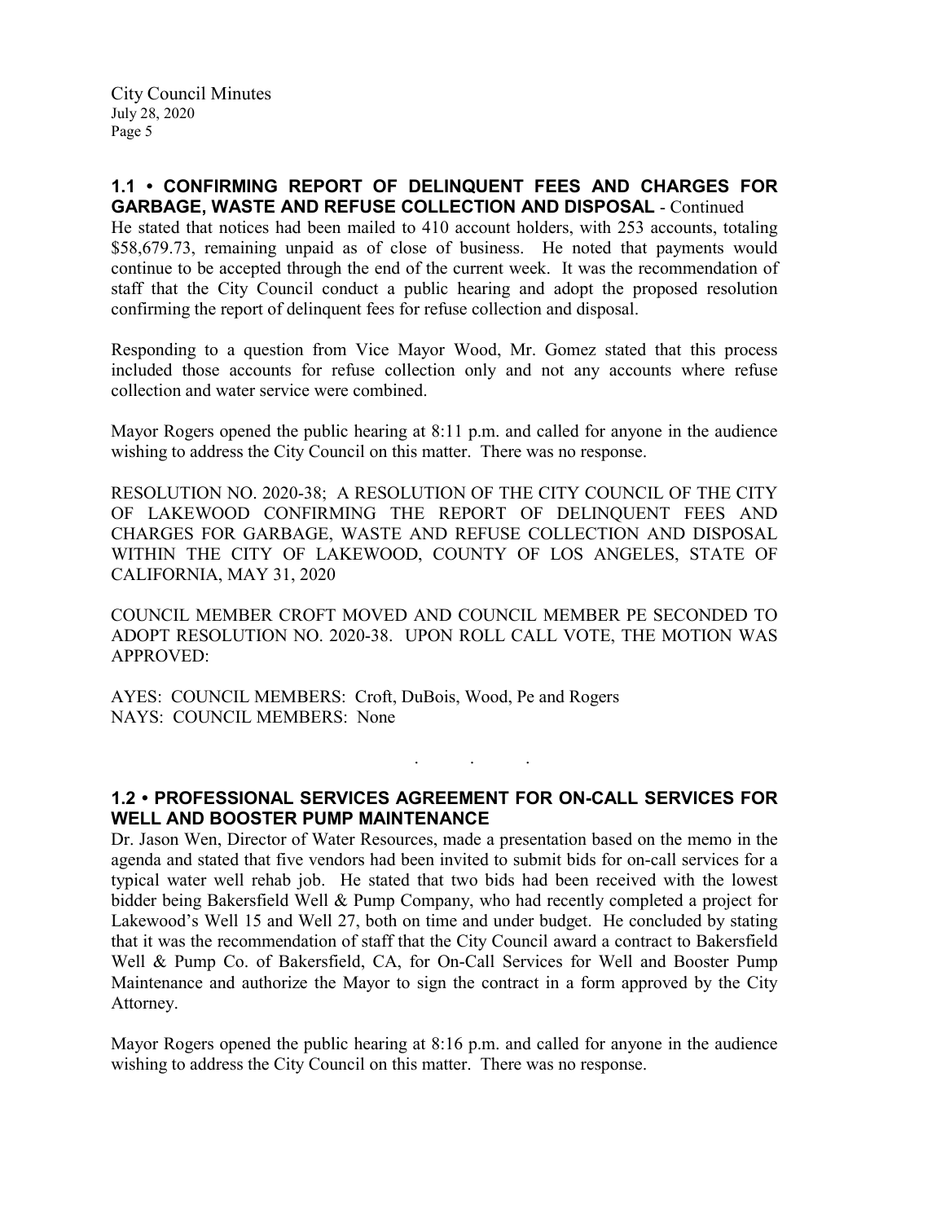### 1.1 • CONFIRMING REPORT OF DELINQUENT FEES AND CHARGES FOR GARBAGE, WASTE AND REFUSE COLLECTION AND DISPOSAL - Continued

He stated that notices had been mailed to 410 account holders, with 253 accounts, totaling $58,679.73, remaining unpaid as of close of business. He noted that payments would continue to be accepted through the end of the current week. It was the recommendation of staff that the City Council conduct a public hearing and adopt the proposed resolution confirming the report of delinquent fees for refuse collection and disposal.

Responding to a question from Vice Mayor Wood, Mr. Gomez stated that this process included those accounts for refuse collection only and not any accounts where refuse collection and water service were combined.

Mayor Rogers opened the public hearing at 8:11 p.m. and called for anyone in the audience wishing to address the City Council on this matter. There was no response.

RESOLUTION NO. 2020-38; A RESOLUTION OF THE CITY COUNCIL OF THE CITY OF LAKEWOOD CONFIRMING THE REPORT OF DELINQUENT FEES AND CHARGES FOR GARBAGE, WASTE AND REFUSE COLLECTION AND DISPOSAL WITHIN THE CITY OF LAKEWOOD, COUNTY OF LOS ANGELES, STATE OF CALIFORNIA, MAY 31, 2020

COUNCIL MEMBER CROFT MOVED AND COUNCIL MEMBER PE SECONDED TO ADOPT RESOLUTION NO. 2020-38. UPON ROLL CALL VOTE, THE MOTION WAS APPROVED:

AYES: COUNCIL MEMBERS: Croft, DuBois, Wood, Pe and Rogers
NAYS: COUNCIL MEMBERS: None

. . .

### 1.2 • PROFESSIONAL SERVICES AGREEMENT FOR ON-CALL SERVICES FOR WELL AND BOOSTER PUMP MAINTENANCE

Dr. Jason Wen, Director of Water Resources, made a presentation based on the memo in the agenda and stated that five vendors had been invited to submit bids for on-call services for a typical water well rehab job. He stated that two bids had been received with the lowest bidder being Bakersfield Well & Pump Company, who had recently completed a project for Lakewood's Well 15 and Well 27, both on time and under budget. He concluded by stating that it was the recommendation of staff that the City Council award a contract to Bakersfield Well & Pump Co. of Bakersfield, CA, for On-Call Services for Well and Booster Pump Maintenance and authorize the Mayor to sign the contract in a form approved by the City Attorney.

Mayor Rogers opened the public hearing at 8:16 p.m. and called for anyone in the audience wishing to address the City Council on this matter. There was no response.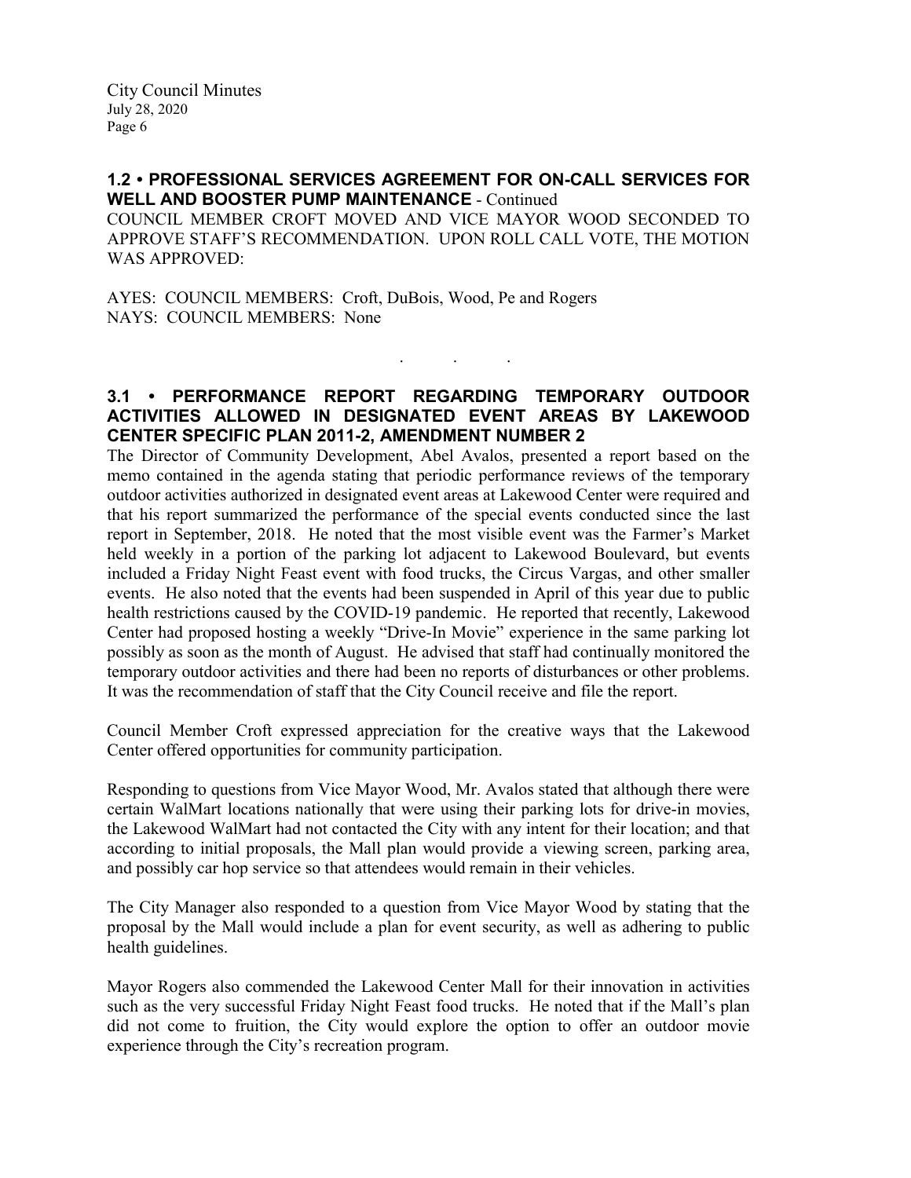**1.2 • PROFESSIONAL SERVICES AGREEMENT FOR ON-CALL SERVICES FOR WELL AND BOOSTER PUMP MAINTENANCE** - Continued

COUNCIL MEMBER CROFT MOVED AND VICE MAYOR WOOD SECONDED TO APPROVE STAFF'S RECOMMENDATION. UPON ROLL CALL VOTE, THE MOTION WAS APPROVED:

AYES: COUNCIL MEMBERS: Croft, DuBois, Wood, Pe and Rogers
NAYS: COUNCIL MEMBERS: None

. . .

**3.1 • PERFORMANCE REPORT REGARDING TEMPORARY OUTDOOR ACTIVITIES ALLOWED IN DESIGNATED EVENT AREAS BY LAKEWOOD CENTER SPECIFIC PLAN 2011-2, AMENDMENT NUMBER 2**

The Director of Community Development, Abel Avalos, presented a report based on the memo contained in the agenda stating that periodic performance reviews of the temporary outdoor activities authorized in designated event areas at Lakewood Center were required and that his report summarized the performance of the special events conducted since the last report in September, 2018. He noted that the most visible event was the Farmer's Market held weekly in a portion of the parking lot adjacent to Lakewood Boulevard, but events included a Friday Night Feast event with food trucks, the Circus Vargas, and other smaller events. He also noted that the events had been suspended in April of this year due to public health restrictions caused by the COVID-19 pandemic. He reported that recently, Lakewood Center had proposed hosting a weekly "Drive-In Movie" experience in the same parking lot possibly as soon as the month of August. He advised that staff had continually monitored the temporary outdoor activities and there had been no reports of disturbances or other problems. It was the recommendation of staff that the City Council receive and file the report.

Council Member Croft expressed appreciation for the creative ways that the Lakewood Center offered opportunities for community participation.

Responding to questions from Vice Mayor Wood, Mr. Avalos stated that although there were certain WalMart locations nationally that were using their parking lots for drive-in movies, the Lakewood WalMart had not contacted the City with any intent for their location; and that according to initial proposals, the Mall plan would provide a viewing screen, parking area, and possibly car hop service so that attendees would remain in their vehicles.

The City Manager also responded to a question from Vice Mayor Wood by stating that the proposal by the Mall would include a plan for event security, as well as adhering to public health guidelines.

Mayor Rogers also commended the Lakewood Center Mall for their innovation in activities such as the very successful Friday Night Feast food trucks. He noted that if the Mall's plan did not come to fruition, the City would explore the option to offer an outdoor movie experience through the City's recreation program.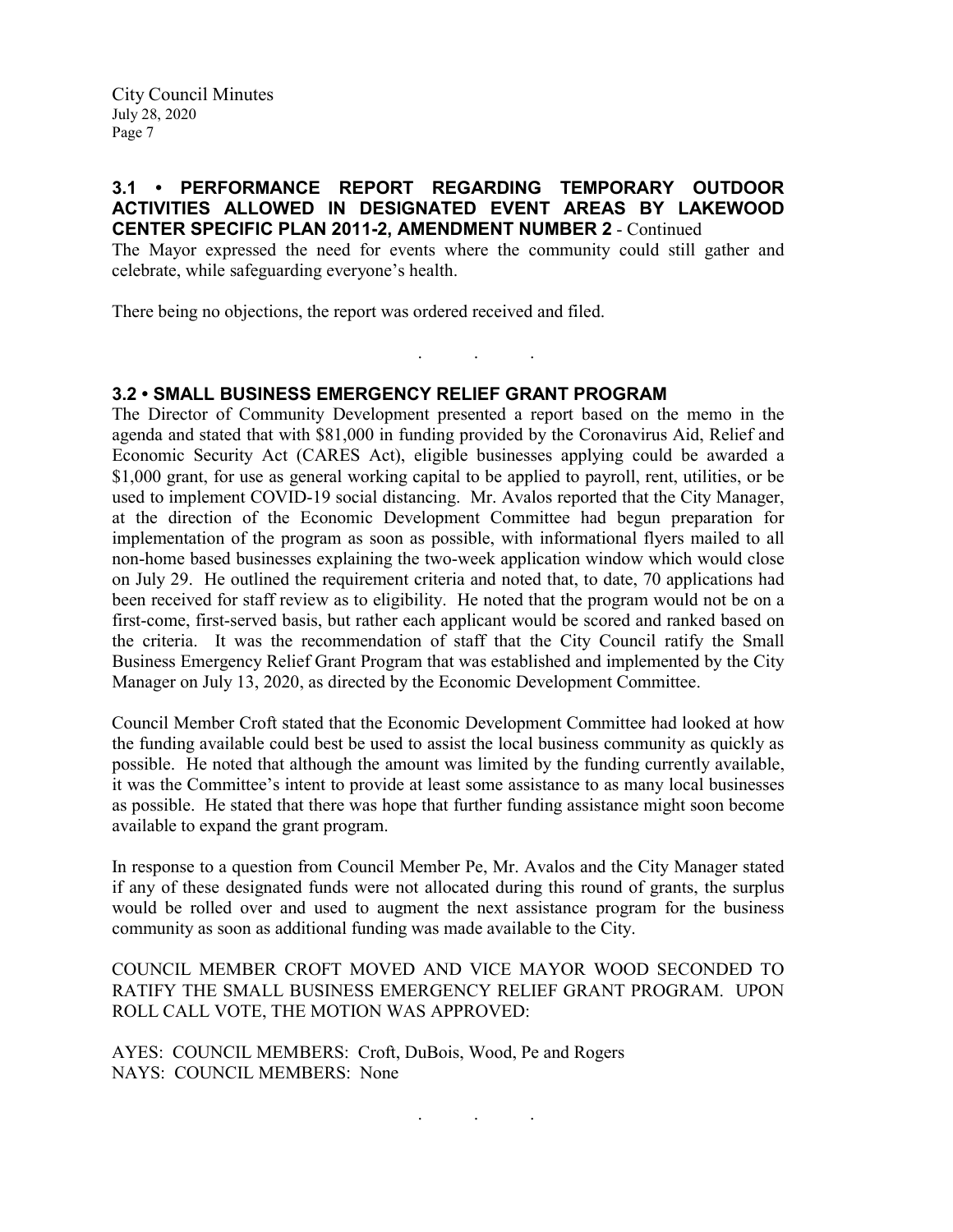### 3.1 • PERFORMANCE REPORT REGARDING TEMPORARY OUTDOOR ACTIVITIES ALLOWED IN DESIGNATED EVENT AREAS BY LAKEWOOD CENTER SPECIFIC PLAN 2011-2, AMENDMENT NUMBER 2 - Continued

The Mayor expressed the need for events where the community could still gather and celebrate, while safeguarding everyone's health.

There being no objections, the report was ordered received and filed.

. . .

### 3.2 • SMALL BUSINESS EMERGENCY RELIEF GRANT PROGRAM

The Director of Community Development presented a report based on the memo in the agenda and stated that with $81,000 in funding provided by the Coronavirus Aid, Relief and Economic Security Act (CARES Act), eligible businesses applying could be awarded a $1,000 grant, for use as general working capital to be applied to payroll, rent, utilities, or be used to implement COVID-19 social distancing. Mr. Avalos reported that the City Manager, at the direction of the Economic Development Committee had begun preparation for implementation of the program as soon as possible, with informational flyers mailed to all non-home based businesses explaining the two-week application window which would close on July 29. He outlined the requirement criteria and noted that, to date, 70 applications had been received for staff review as to eligibility. He noted that the program would not be on a first-come, first-served basis, but rather each applicant would be scored and ranked based on the criteria. It was the recommendation of staff that the City Council ratify the Small Business Emergency Relief Grant Program that was established and implemented by the City Manager on July 13, 2020, as directed by the Economic Development Committee.

Council Member Croft stated that the Economic Development Committee had looked at how the funding available could best be used to assist the local business community as quickly as possible. He noted that although the amount was limited by the funding currently available, it was the Committee's intent to provide at least some assistance to as many local businesses as possible. He stated that there was hope that further funding assistance might soon become available to expand the grant program.

In response to a question from Council Member Pe, Mr. Avalos and the City Manager stated if any of these designated funds were not allocated during this round of grants, the surplus would be rolled over and used to augment the next assistance program for the business community as soon as additional funding was made available to the City.

COUNCIL MEMBER CROFT MOVED AND VICE MAYOR WOOD SECONDED TO RATIFY THE SMALL BUSINESS EMERGENCY RELIEF GRANT PROGRAM. UPON ROLL CALL VOTE, THE MOTION WAS APPROVED:

AYES: COUNCIL MEMBERS: Croft, DuBois, Wood, Pe and Rogers
NAYS: COUNCIL MEMBERS: None

. . .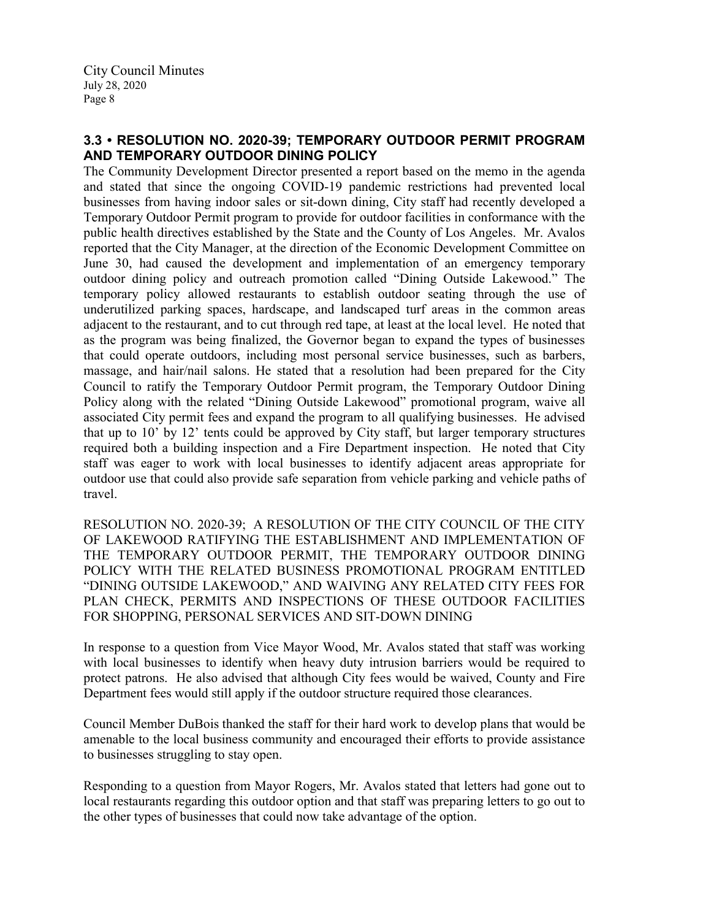## 3.3 • RESOLUTION NO. 2020-39; TEMPORARY OUTDOOR PERMIT PROGRAM AND TEMPORARY OUTDOOR DINING POLICY

The Community Development Director presented a report based on the memo in the agenda and stated that since the ongoing COVID-19 pandemic restrictions had prevented local businesses from having indoor sales or sit-down dining, City staff had recently developed a Temporary Outdoor Permit program to provide for outdoor facilities in conformance with the public health directives established by the State and the County of Los Angeles. Mr. Avalos reported that the City Manager, at the direction of the Economic Development Committee on June 30, had caused the development and implementation of an emergency temporary outdoor dining policy and outreach promotion called "Dining Outside Lakewood." The temporary policy allowed restaurants to establish outdoor seating through the use of underutilized parking spaces, hardscape, and landscaped turf areas in the common areas adjacent to the restaurant, and to cut through red tape, at least at the local level. He noted that as the program was being finalized, the Governor began to expand the types of businesses that could operate outdoors, including most personal service businesses, such as barbers, massage, and hair/nail salons. He stated that a resolution had been prepared for the City Council to ratify the Temporary Outdoor Permit program, the Temporary Outdoor Dining Policy along with the related "Dining Outside Lakewood" promotional program, waive all associated City permit fees and expand the program to all qualifying businesses. He advised that up to 10' by 12' tents could be approved by City staff, but larger temporary structures required both a building inspection and a Fire Department inspection. He noted that City staff was eager to work with local businesses to identify adjacent areas appropriate for outdoor use that could also provide safe separation from vehicle parking and vehicle paths of travel.

RESOLUTION NO. 2020-39; A RESOLUTION OF THE CITY COUNCIL OF THE CITY OF LAKEWOOD RATIFYING THE ESTABLISHMENT AND IMPLEMENTATION OF THE TEMPORARY OUTDOOR PERMIT, THE TEMPORARY OUTDOOR DINING POLICY WITH THE RELATED BUSINESS PROMOTIONAL PROGRAM ENTITLED "DINING OUTSIDE LAKEWOOD," AND WAIVING ANY RELATED CITY FEES FOR PLAN CHECK, PERMITS AND INSPECTIONS OF THESE OUTDOOR FACILITIES FOR SHOPPING, PERSONAL SERVICES AND SIT-DOWN DINING

In response to a question from Vice Mayor Wood, Mr. Avalos stated that staff was working with local businesses to identify when heavy duty intrusion barriers would be required to protect patrons. He also advised that although City fees would be waived, County and Fire Department fees would still apply if the outdoor structure required those clearances.

Council Member DuBois thanked the staff for their hard work to develop plans that would be amenable to the local business community and encouraged their efforts to provide assistance to businesses struggling to stay open.

Responding to a question from Mayor Rogers, Mr. Avalos stated that letters had gone out to local restaurants regarding this outdoor option and that staff was preparing letters to go out to the other types of businesses that could now take advantage of the option.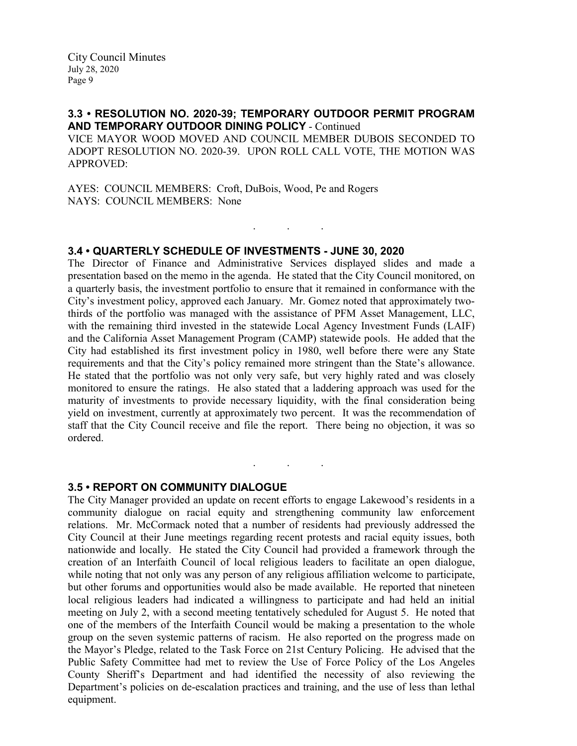### 3.3 • RESOLUTION NO. 2020-39; TEMPORARY OUTDOOR PERMIT PROGRAM AND TEMPORARY OUTDOOR DINING POLICY - Continued

VICE MAYOR WOOD MOVED AND COUNCIL MEMBER DUBOIS SECONDED TO ADOPT RESOLUTION NO. 2020-39. UPON ROLL CALL VOTE, THE MOTION WAS APPROVED:

AYES: COUNCIL MEMBERS: Croft, DuBois, Wood, Pe and Rogers
NAYS: COUNCIL MEMBERS: None

. . .

### 3.4 • QUARTERLY SCHEDULE OF INVESTMENTS - JUNE 30, 2020

The Director of Finance and Administrative Services displayed slides and made a presentation based on the memo in the agenda. He stated that the City Council monitored, on a quarterly basis, the investment portfolio to ensure that it remained in conformance with the City's investment policy, approved each January. Mr. Gomez noted that approximately two-thirds of the portfolio was managed with the assistance of PFM Asset Management, LLC, with the remaining third invested in the statewide Local Agency Investment Funds (LAIF) and the California Asset Management Program (CAMP) statewide pools. He added that the City had established its first investment policy in 1980, well before there were any State requirements and that the City's policy remained more stringent than the State's allowance. He stated that the portfolio was not only very safe, but very highly rated and was closely monitored to ensure the ratings. He also stated that a laddering approach was used for the maturity of investments to provide necessary liquidity, with the final consideration being yield on investment, currently at approximately two percent. It was the recommendation of staff that the City Council receive and file the report. There being no objection, it was so ordered.

. . .

### 3.5 • REPORT ON COMMUNITY DIALOGUE

The City Manager provided an update on recent efforts to engage Lakewood's residents in a community dialogue on racial equity and strengthening community law enforcement relations. Mr. McCormack noted that a number of residents had previously addressed the City Council at their June meetings regarding recent protests and racial equity issues, both nationwide and locally. He stated the City Council had provided a framework through the creation of an Interfaith Council of local religious leaders to facilitate an open dialogue, while noting that not only was any person of any religious affiliation welcome to participate, but other forums and opportunities would also be made available. He reported that nineteen local religious leaders had indicated a willingness to participate and had held an initial meeting on July 2, with a second meeting tentatively scheduled for August 5. He noted that one of the members of the Interfaith Council would be making a presentation to the whole group on the seven systemic patterns of racism. He also reported on the progress made on the Mayor's Pledge, related to the Task Force on 21st Century Policing. He advised that the Public Safety Committee had met to review the Use of Force Policy of the Los Angeles County Sheriff's Department and had identified the necessity of also reviewing the Department's policies on de-escalation practices and training, and the use of less than lethal equipment.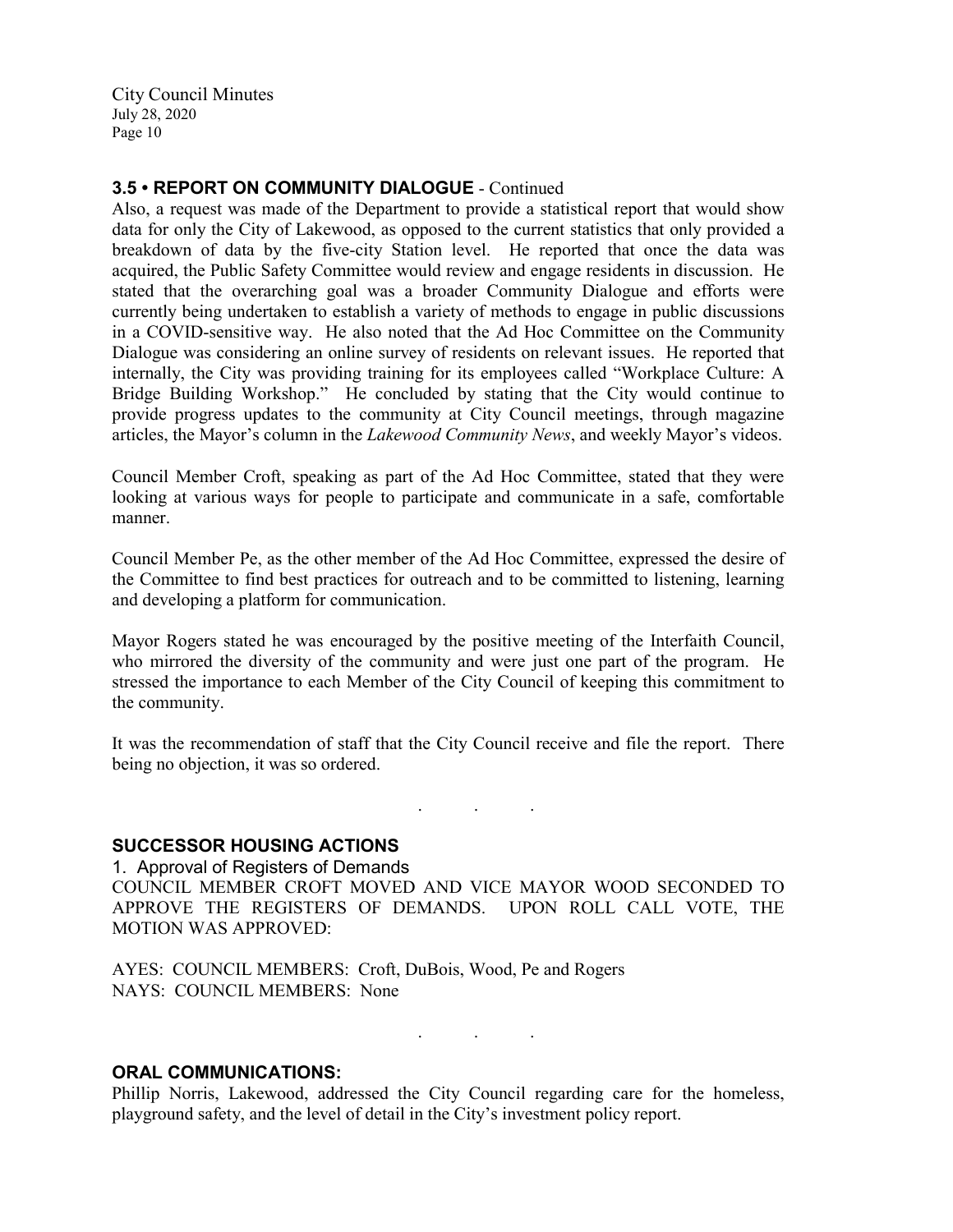### 3.5 • REPORT ON COMMUNITY DIALOGUE - Continued

Also, a request was made of the Department to provide a statistical report that would show data for only the City of Lakewood, as opposed to the current statistics that only provided a breakdown of data by the five-city Station level. He reported that once the data was acquired, the Public Safety Committee would review and engage residents in discussion. He stated that the overarching goal was a broader Community Dialogue and efforts were currently being undertaken to establish a variety of methods to engage in public discussions in a COVID-sensitive way. He also noted that the Ad Hoc Committee on the Community Dialogue was considering an online survey of residents on relevant issues. He reported that internally, the City was providing training for its employees called "Workplace Culture: A Bridge Building Workshop." He concluded by stating that the City would continue to provide progress updates to the community at City Council meetings, through magazine articles, the Mayor's column in the *Lakewood Community News*, and weekly Mayor's videos.

Council Member Croft, speaking as part of the Ad Hoc Committee, stated that they were looking at various ways for people to participate and communicate in a safe, comfortable manner.

Council Member Pe, as the other member of the Ad Hoc Committee, expressed the desire of the Committee to find best practices for outreach and to be committed to listening, learning and developing a platform for communication.

Mayor Rogers stated he was encouraged by the positive meeting of the Interfaith Council, who mirrored the diversity of the community and were just one part of the program. He stressed the importance to each Member of the City Council of keeping this commitment to the community.

It was the recommendation of staff that the City Council receive and file the report. There being no objection, it was so ordered.

. . .

### SUCCESSOR HOUSING ACTIONS

1. Approval of Registers of Demands

COUNCIL MEMBER CROFT MOVED AND VICE MAYOR WOOD SECONDED TO APPROVE THE REGISTERS OF DEMANDS. UPON ROLL CALL VOTE, THE MOTION WAS APPROVED:

AYES: COUNCIL MEMBERS: Croft, DuBois, Wood, Pe and Rogers
NAYS: COUNCIL MEMBERS: None

. . .

### ORAL COMMUNICATIONS:

Phillip Norris, Lakewood, addressed the City Council regarding care for the homeless, playground safety, and the level of detail in the City's investment policy report.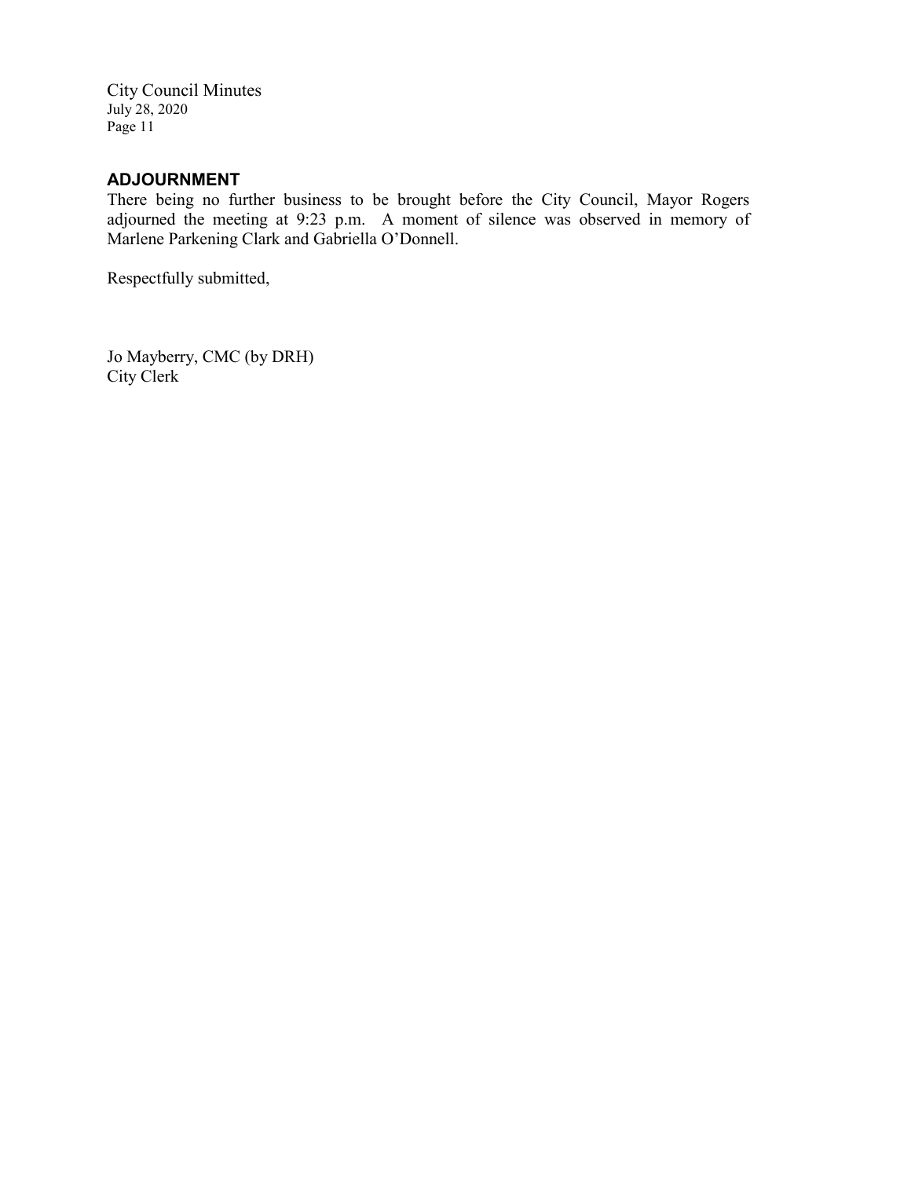## ADJOURNMENT

There being no further business to be brought before the City Council, Mayor Rogers adjourned the meeting at 9:23 p.m. A moment of silence was observed in memory of Marlene Parkening Clark and Gabriella O'Donnell.

Respectfully submitted,

Jo Mayberry, CMC (by DRH)
City Clerk